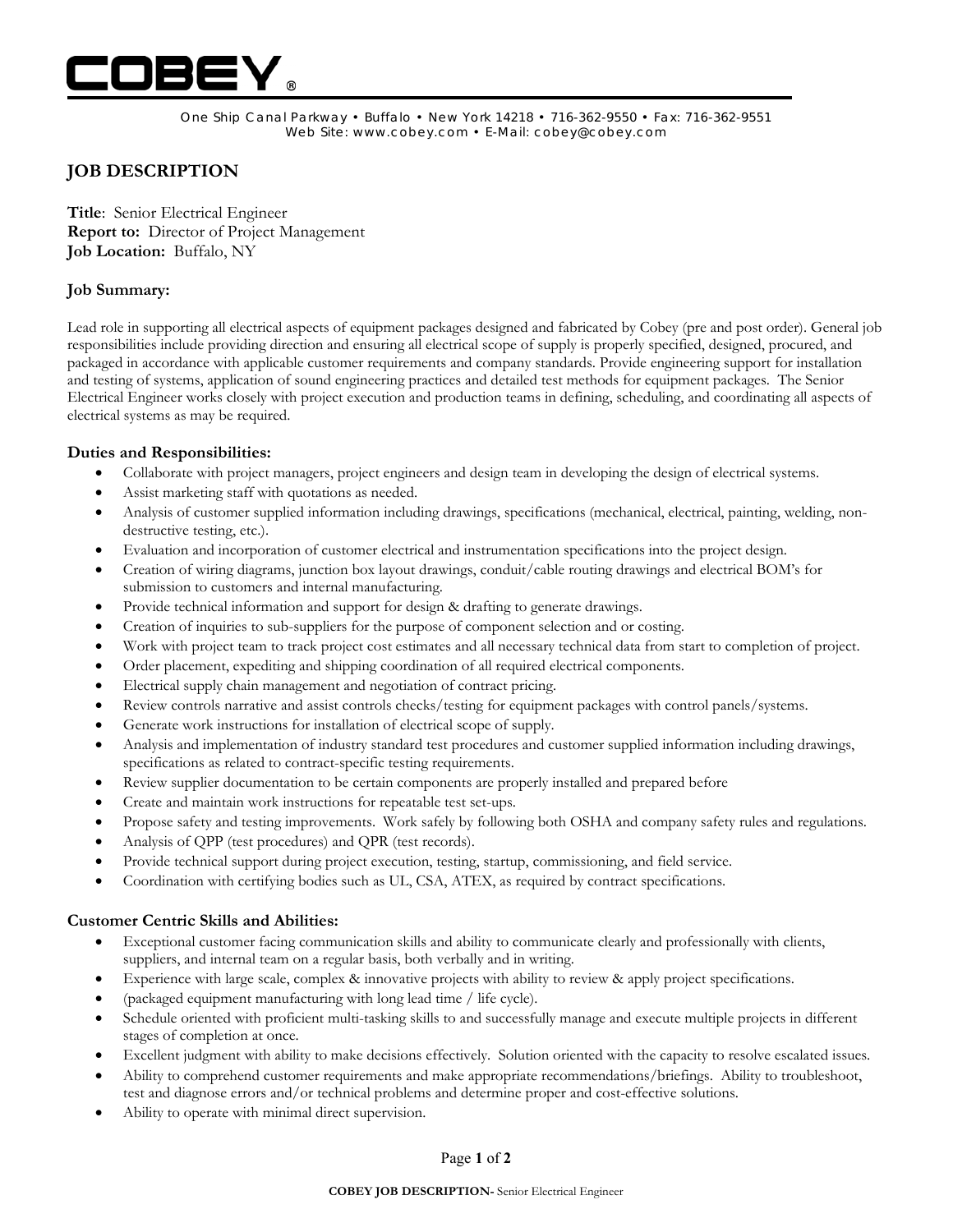# COBEY®

One Ship Canal Parkway • Buffalo • New York 14218 • 716-362-9550 • Fax: 716-362-9551
Web Site: www.cobey.com • E-Mail: cobey@cobey.com

## JOB DESCRIPTION

**Title**: Senior Electrical Engineer
**Report to:** Director of Project Management
**Job Location:** Buffalo, NY

### Job Summary:

Lead role in supporting all electrical aspects of equipment packages designed and fabricated by Cobey (pre and post order). General job responsibilities include providing direction and ensuring all electrical scope of supply is properly specified, designed, procured, and packaged in accordance with applicable customer requirements and company standards. Provide engineering support for installation and testing of systems, application of sound engineering practices and detailed test methods for equipment packages. The Senior Electrical Engineer works closely with project execution and production teams in defining, scheduling, and coordinating all aspects of electrical systems as may be required.

### Duties and Responsibilities:

- Collaborate with project managers, project engineers and design team in developing the design of electrical systems.
- Assist marketing staff with quotations as needed.
- Analysis of customer supplied information including drawings, specifications (mechanical, electrical, painting, welding, non-destructive testing, etc.).
- Evaluation and incorporation of customer electrical and instrumentation specifications into the project design.
- Creation of wiring diagrams, junction box layout drawings, conduit/cable routing drawings and electrical BOM's for submission to customers and internal manufacturing.
- Provide technical information and support for design & drafting to generate drawings.
- Creation of inquiries to sub-suppliers for the purpose of component selection and or costing.
- Work with project team to track project cost estimates and all necessary technical data from start to completion of project.
- Order placement, expediting and shipping coordination of all required electrical components.
- Electrical supply chain management and negotiation of contract pricing.
- Review controls narrative and assist controls checks/testing for equipment packages with control panels/systems.
- Generate work instructions for installation of electrical scope of supply.
- Analysis and implementation of industry standard test procedures and customer supplied information including drawings, specifications as related to contract-specific testing requirements.
- Review supplier documentation to be certain components are properly installed and prepared before
- Create and maintain work instructions for repeatable test set-ups.
- Propose safety and testing improvements. Work safely by following both OSHA and company safety rules and regulations.
- Analysis of QPP (test procedures) and QPR (test records).
- Provide technical support during project execution, testing, startup, commissioning, and field service.
- Coordination with certifying bodies such as UL, CSA, ATEX, as required by contract specifications.

### Customer Centric Skills and Abilities:

- Exceptional customer facing communication skills and ability to communicate clearly and professionally with clients, suppliers, and internal team on a regular basis, both verbally and in writing.
- Experience with large scale, complex & innovative projects with ability to review & apply project specifications.
- (packaged equipment manufacturing with long lead time / life cycle).
- Schedule oriented with proficient multi-tasking skills to and successfully manage and execute multiple projects in different stages of completion at once.
- Excellent judgment with ability to make decisions effectively. Solution oriented with the capacity to resolve escalated issues.
- Ability to comprehend customer requirements and make appropriate recommendations/briefings. Ability to troubleshoot, test and diagnose errors and/or technical problems and determine proper and cost-effective solutions.
- Ability to operate with minimal direct supervision.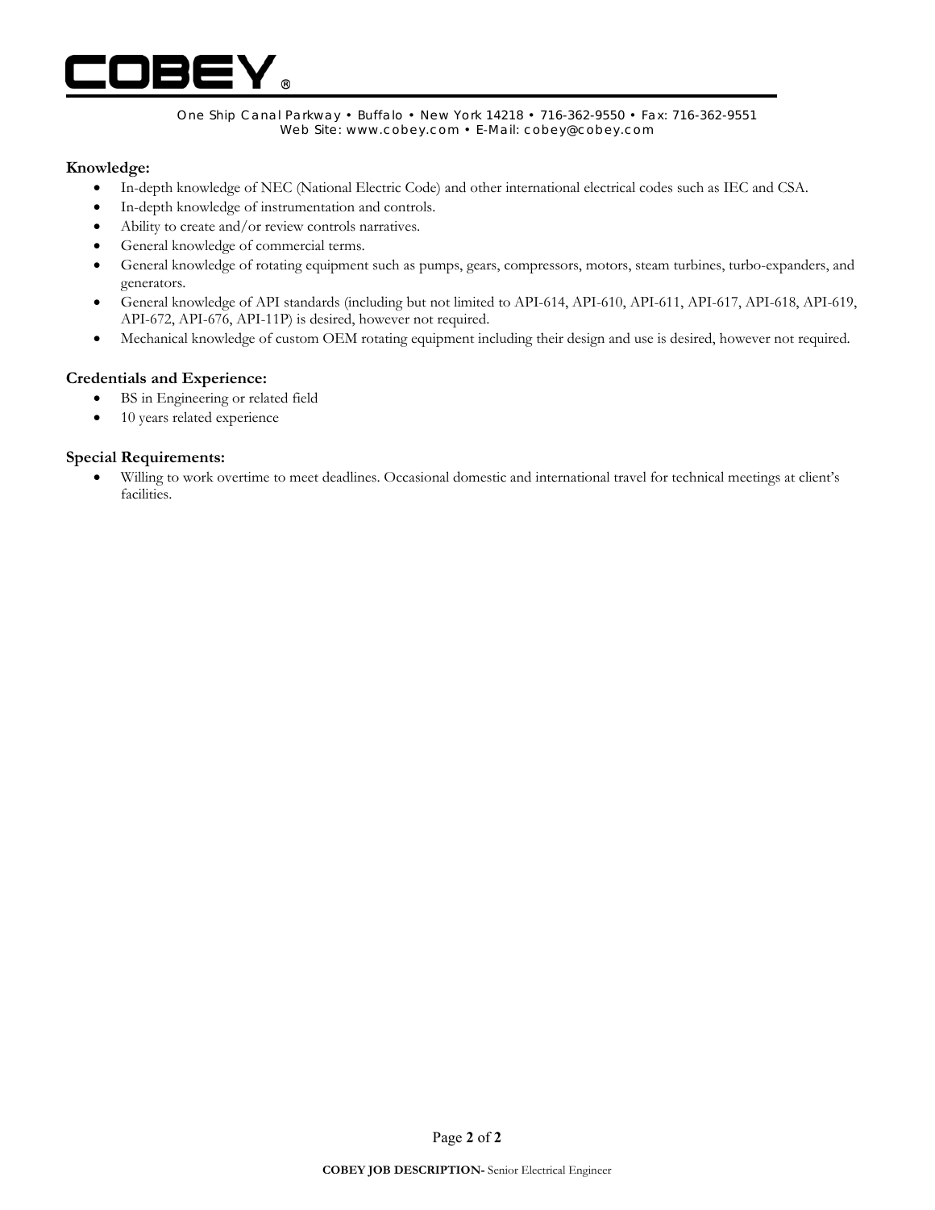**Knowledge:**

- In-depth knowledge of NEC (National Electric Code) and other international electrical codes such as IEC and CSA.
- In-depth knowledge of instrumentation and controls.
- Ability to create and/or review controls narratives.
- General knowledge of commercial terms.
- General knowledge of rotating equipment such as pumps, gears, compressors, motors, steam turbines, turbo-expanders, and generators.
- General knowledge of API standards (including but not limited to API-614, API-610, API-611, API-617, API-618, API-619, API-672, API-676, API-11P) is desired, however not required.
- Mechanical knowledge of custom OEM rotating equipment including their design and use is desired, however not required.

**Credentials and Experience:**

- BS in Engineering or related field
- 10 years related experience

**Special Requirements:**

- Willing to work overtime to meet deadlines. Occasional domestic and international travel for technical meetings at client's facilities.